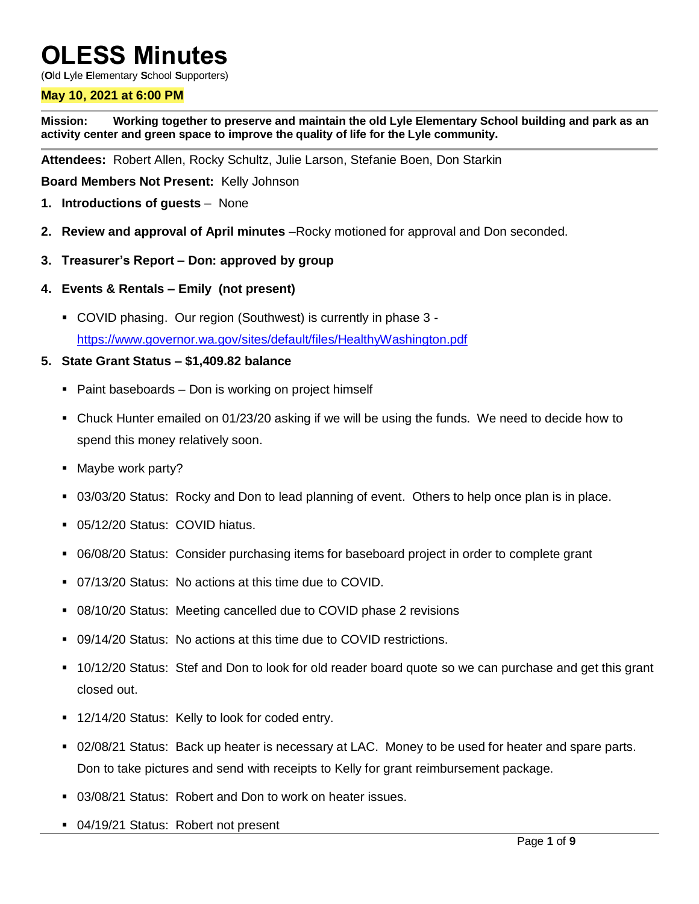# OLESS Minutes

(**O**ld **L**yle **E**lementary **S**chool **S**upporters)

**May 10, 2021 at 6:00 PM**

**Mission: Working together to preserve and maintain the old Lyle Elementary School building and park as an activity center and green space to improve the quality of life for the Lyle community.**

**Attendees:** Robert Allen, Rocky Schultz, Julie Larson, Stefanie Boen, Don Starkin

**Board Members Not Present:** Kelly Johnson

1. **Introductions of guests** – None
2. **Review and approval of April minutes** –Rocky motioned for approval and Don seconded.
3. **Treasurer's Report – Don: approved by group**
4. **Events & Rentals – Emily (not present)**
   - COVID phasing. Our region (Southwest) is currently in phase 3 - https://www.governor.wa.gov/sites/default/files/HealthyWashington.pdf
5. **State Grant Status – $1,409.82 balance**
   - Paint baseboards – Don is working on project himself
   - Chuck Hunter emailed on 01/23/20 asking if we will be using the funds. We need to decide how to spend this money relatively soon.
   - Maybe work party?
   - 03/03/20 Status: Rocky and Don to lead planning of event. Others to help once plan is in place.
   - 05/12/20 Status: COVID hiatus.
   - 06/08/20 Status: Consider purchasing items for baseboard project in order to complete grant
   - 07/13/20 Status: No actions at this time due to COVID.
   - 08/10/20 Status: Meeting cancelled due to COVID phase 2 revisions
   - 09/14/20 Status: No actions at this time due to COVID restrictions.
   - 10/12/20 Status: Stef and Don to look for old reader board quote so we can purchase and get this grant closed out.
   - 12/14/20 Status: Kelly to look for coded entry.
   - 02/08/21 Status: Back up heater is necessary at LAC. Money to be used for heater and spare parts. Don to take pictures and send with receipts to Kelly for grant reimbursement package.
   - 03/08/21 Status: Robert and Don to work on heater issues.
   - 04/19/21 Status: Robert not present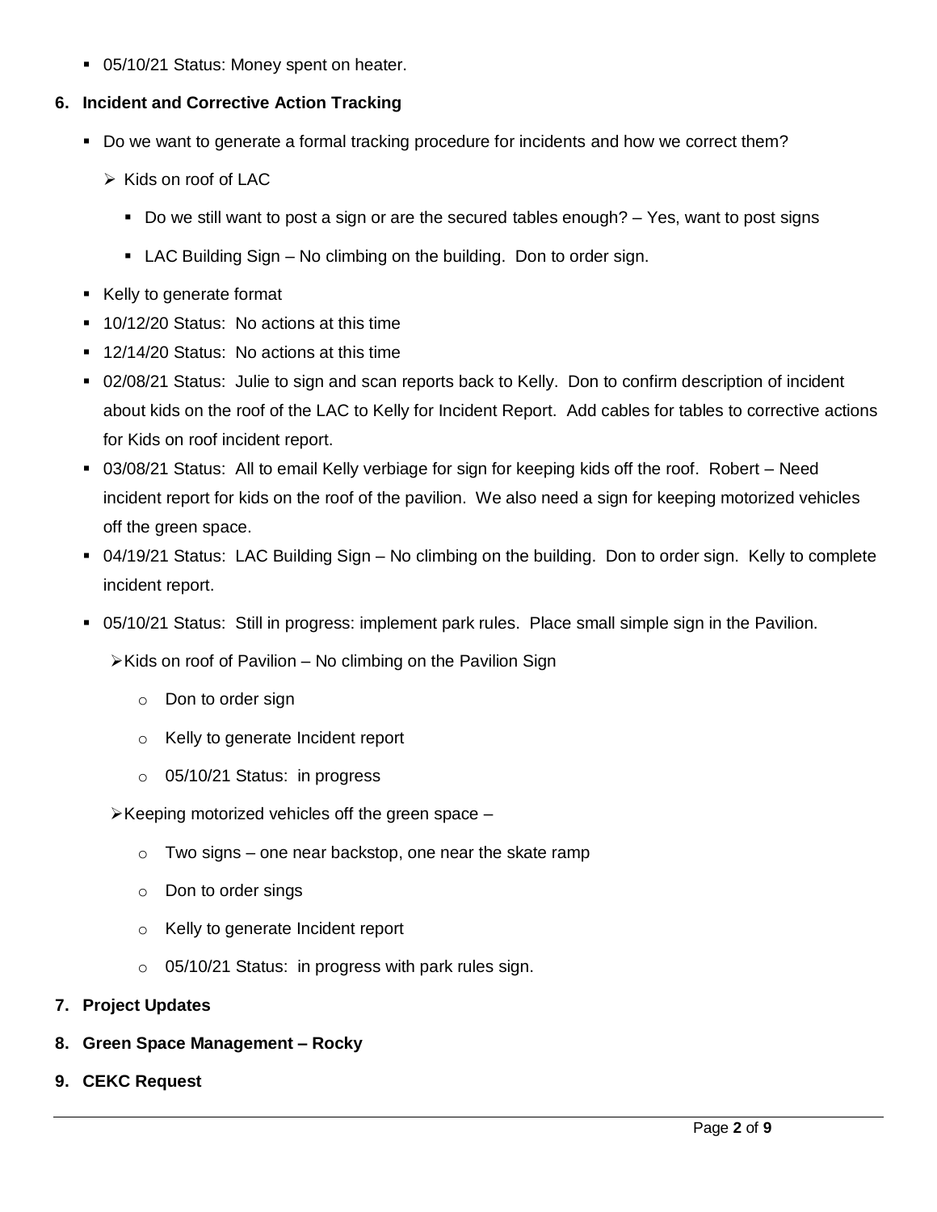- 05/10/21 Status: Money spent on heater.

**6. Incident and Corrective Action Tracking**

- Do we want to generate a formal tracking procedure for incidents and how we correct them?
  - Kids on roof of LAC
    - Do we still want to post a sign or are the secured tables enough? – Yes, want to post signs
    - LAC Building Sign – No climbing on the building. Don to order sign.
- Kelly to generate format
- 10/12/20 Status: No actions at this time
- 12/14/20 Status: No actions at this time
- 02/08/21 Status: Julie to sign and scan reports back to Kelly. Don to confirm description of incident about kids on the roof of the LAC to Kelly for Incident Report. Add cables for tables to corrective actions for Kids on roof incident report.
- 03/08/21 Status: All to email Kelly verbiage for sign for keeping kids off the roof. Robert – Need incident report for kids on the roof of the pavilion. We also need a sign for keeping motorized vehicles off the green space.
- 04/19/21 Status: LAC Building Sign – No climbing on the building. Don to order sign. Kelly to complete incident report.
- 05/10/21 Status: Still in progress: implement park rules. Place small simple sign in the Pavilion.
  - Kids on roof of Pavilion – No climbing on the Pavilion Sign
    - Don to order sign
    - Kelly to generate Incident report
    - 05/10/21 Status: in progress
  - Keeping motorized vehicles off the green space –
    - Two signs – one near backstop, one near the skate ramp
    - Don to order sings
    - Kelly to generate Incident report
    - 05/10/21 Status: in progress with park rules sign.

**7. Project Updates**

**8. Green Space Management – Rocky**

**9. CEKC Request**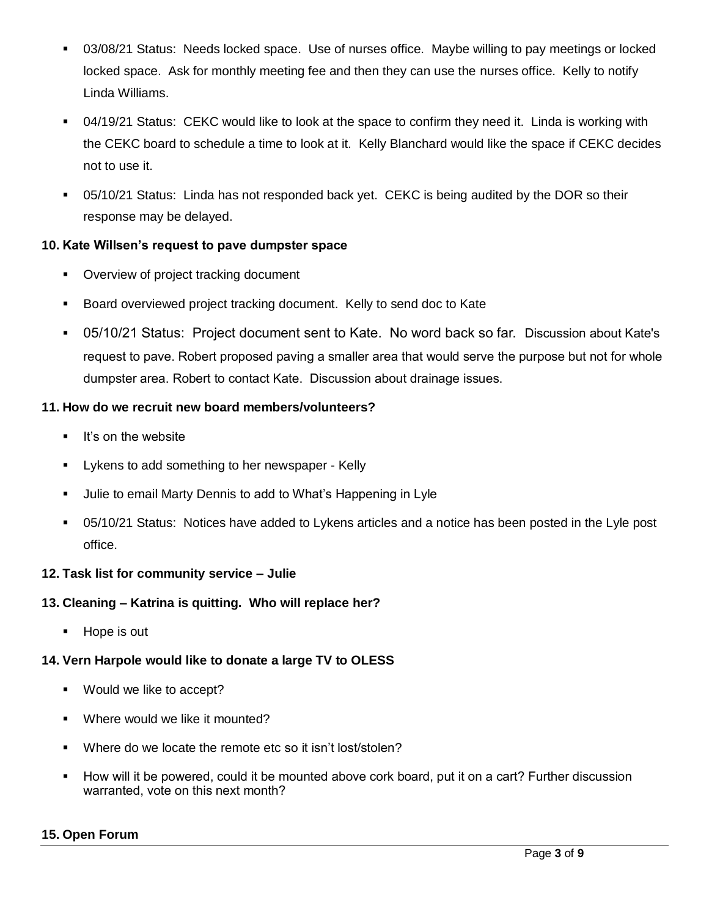- 03/08/21 Status: Needs locked space. Use of nurses office. Maybe willing to pay meetings or locked locked space. Ask for monthly meeting fee and then they can use the nurses office. Kelly to notify Linda Williams.
- 04/19/21 Status: CEKC would like to look at the space to confirm they need it. Linda is working with the CEKC board to schedule a time to look at it. Kelly Blanchard would like the space if CEKC decides not to use it.
- 05/10/21 Status: Linda has not responded back yet. CEKC is being audited by the DOR so their response may be delayed.

**10. Kate Willsen's request to pave dumpster space**

- Overview of project tracking document
- Board overviewed project tracking document. Kelly to send doc to Kate
- 05/10/21 Status: Project document sent to Kate. No word back so far. Discussion about Kate's request to pave. Robert proposed paving a smaller area that would serve the purpose but not for whole dumpster area. Robert to contact Kate. Discussion about drainage issues.

**11. How do we recruit new board members/volunteers?**

- It's on the website
- Lykens to add something to her newspaper - Kelly
- Julie to email Marty Dennis to add to What's Happening in Lyle
- 05/10/21 Status: Notices have added to Lykens articles and a notice has been posted in the Lyle post office.

**12. Task list for community service – Julie**

**13. Cleaning – Katrina is quitting. Who will replace her?**

- Hope is out

**14. Vern Harpole would like to donate a large TV to OLESS**

- Would we like to accept?
- Where would we like it mounted?
- Where do we locate the remote etc so it isn't lost/stolen?
- How will it be powered, could it be mounted above cork board, put it on a cart? Further discussion warranted, vote on this next month?

**15. Open Forum**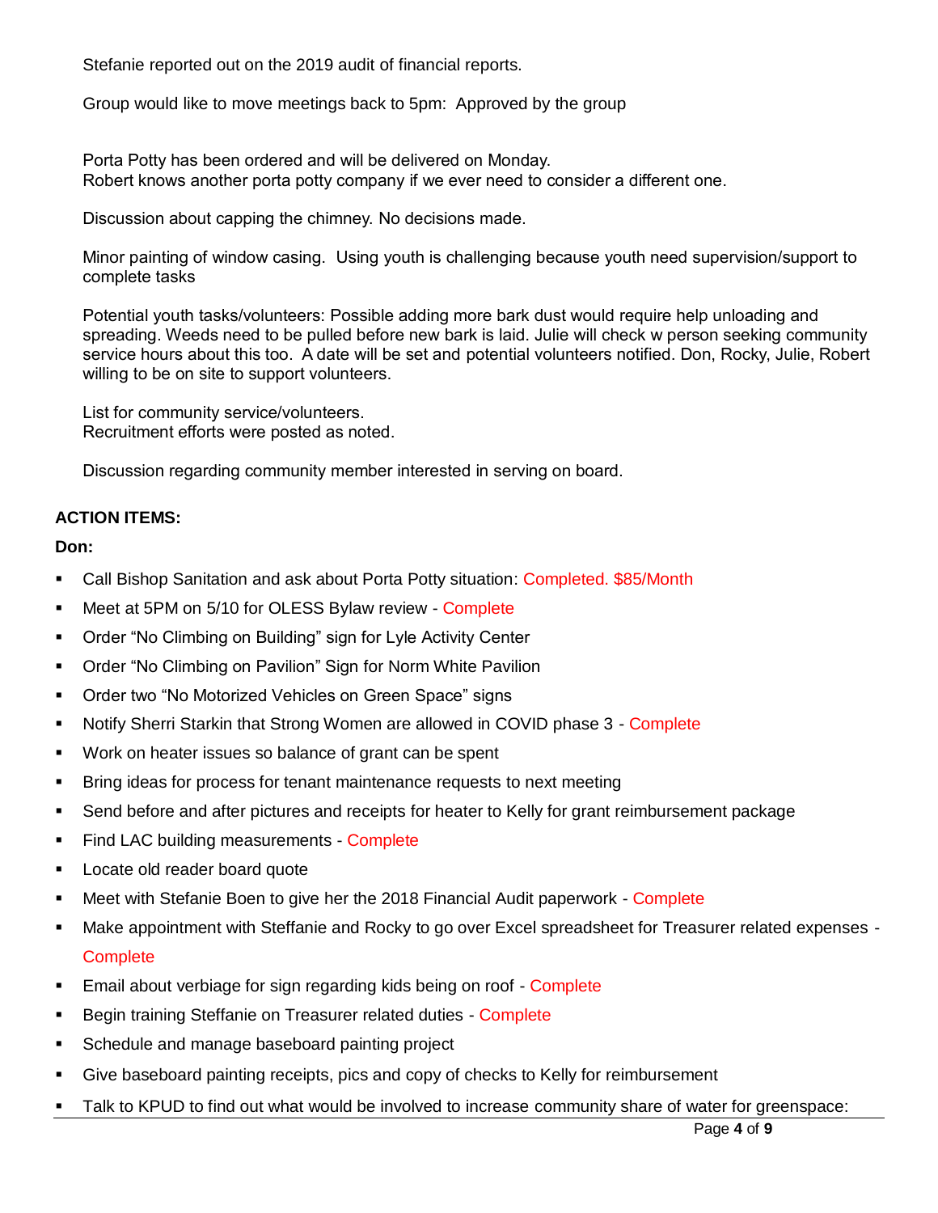Stefanie reported out on the 2019 audit of financial reports.

Group would like to move meetings back to 5pm: Approved by the group

Porta Potty has been ordered and will be delivered on Monday.
Robert knows another porta potty company if we ever need to consider a different one.

Discussion about capping the chimney. No decisions made.

Minor painting of window casing. Using youth is challenging because youth need supervision/support to complete tasks

Potential youth tasks/volunteers: Possible adding more bark dust would require help unloading and spreading. Weeds need to be pulled before new bark is laid. Julie will check w person seeking community service hours about this too. A date will be set and potential volunteers notified. Don, Rocky, Julie, Robert willing to be on site to support volunteers.

List for community service/volunteers.
Recruitment efforts were posted as noted.

Discussion regarding community member interested in serving on board.

**ACTION ITEMS:**

**Don:**

- Call Bishop Sanitation and ask about Porta Potty situation: Completed. $85/Month
- Meet at 5PM on 5/10 for OLESS Bylaw review - Complete
- Order "No Climbing on Building" sign for Lyle Activity Center
- Order "No Climbing on Pavilion" Sign for Norm White Pavilion
- Order two "No Motorized Vehicles on Green Space" signs
- Notify Sherri Starkin that Strong Women are allowed in COVID phase 3 - Complete
- Work on heater issues so balance of grant can be spent
- Bring ideas for process for tenant maintenance requests to next meeting
- Send before and after pictures and receipts for heater to Kelly for grant reimbursement package
- Find LAC building measurements - Complete
- Locate old reader board quote
- Meet with Stefanie Boen to give her the 2018 Financial Audit paperwork - Complete
- Make appointment with Steffanie and Rocky to go over Excel spreadsheet for Treasurer related expenses - Complete
- Email about verbiage for sign regarding kids being on roof - Complete
- Begin training Steffanie on Treasurer related duties - Complete
- Schedule and manage baseboard painting project
- Give baseboard painting receipts, pics and copy of checks to Kelly for reimbursement
- Talk to KPUD to find out what would be involved to increase community share of water for greenspace: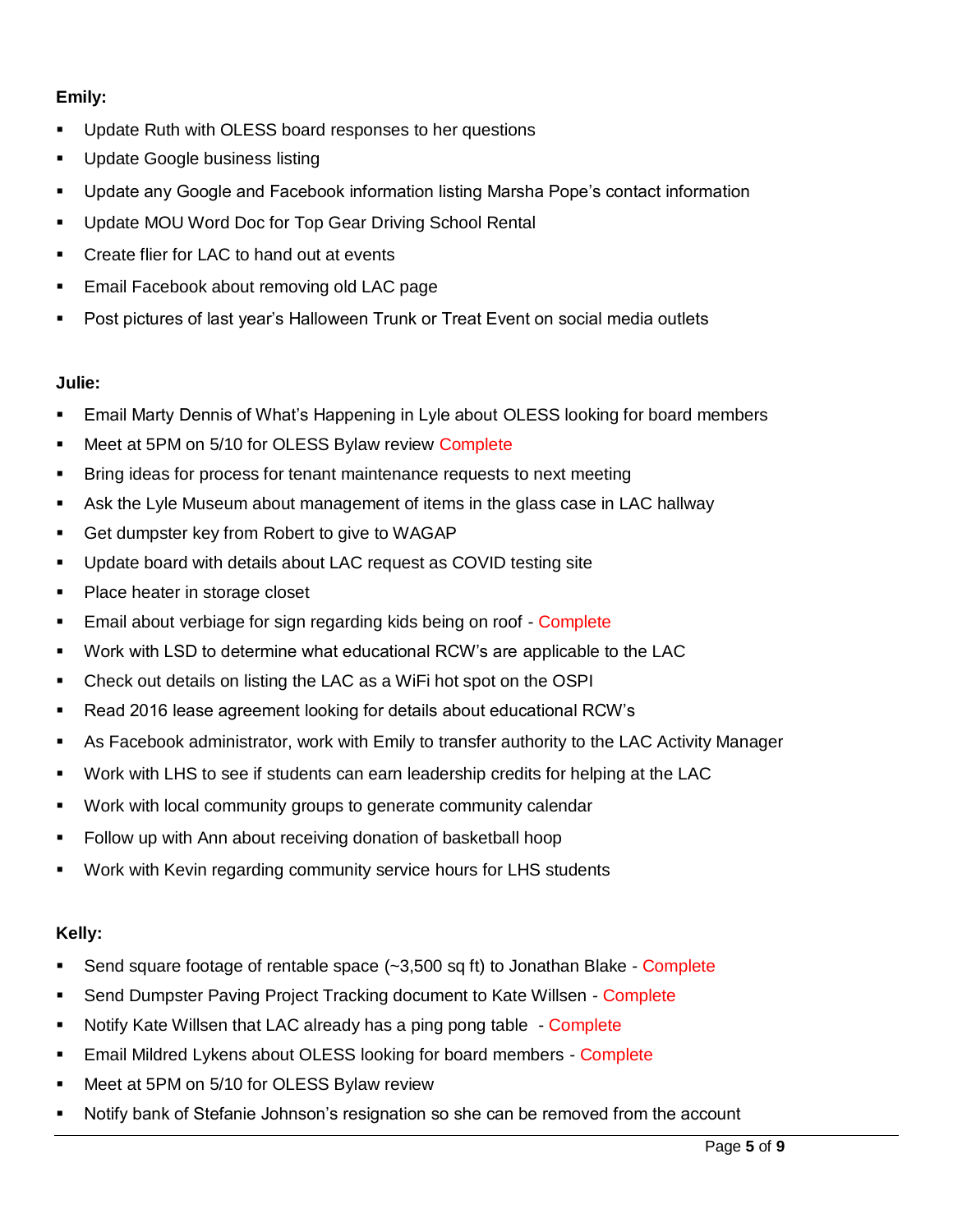**Emily:**

- Update Ruth with OLESS board responses to her questions
- Update Google business listing
- Update any Google and Facebook information listing Marsha Pope's contact information
- Update MOU Word Doc for Top Gear Driving School Rental
- Create flier for LAC to hand out at events
- Email Facebook about removing old LAC page
- Post pictures of last year's Halloween Trunk or Treat Event on social media outlets

**Julie:**

- Email Marty Dennis of What's Happening in Lyle about OLESS looking for board members
- Meet at 5PM on 5/10 for OLESS Bylaw review Complete
- Bring ideas for process for tenant maintenance requests to next meeting
- Ask the Lyle Museum about management of items in the glass case in LAC hallway
- Get dumpster key from Robert to give to WAGAP
- Update board with details about LAC request as COVID testing site
- Place heater in storage closet
- Email about verbiage for sign regarding kids being on roof - Complete
- Work with LSD to determine what educational RCW's are applicable to the LAC
- Check out details on listing the LAC as a WiFi hot spot on the OSPI
- Read 2016 lease agreement looking for details about educational RCW's
- As Facebook administrator, work with Emily to transfer authority to the LAC Activity Manager
- Work with LHS to see if students can earn leadership credits for helping at the LAC
- Work with local community groups to generate community calendar
- Follow up with Ann about receiving donation of basketball hoop
- Work with Kevin regarding community service hours for LHS students

**Kelly:**

- Send square footage of rentable space (~3,500 sq ft) to Jonathan Blake - Complete
- Send Dumpster Paving Project Tracking document to Kate Willsen - Complete
- Notify Kate Willsen that LAC already has a ping pong table - Complete
- Email Mildred Lykens about OLESS looking for board members - Complete
- Meet at 5PM on 5/10 for OLESS Bylaw review
- Notify bank of Stefanie Johnson's resignation so she can be removed from the account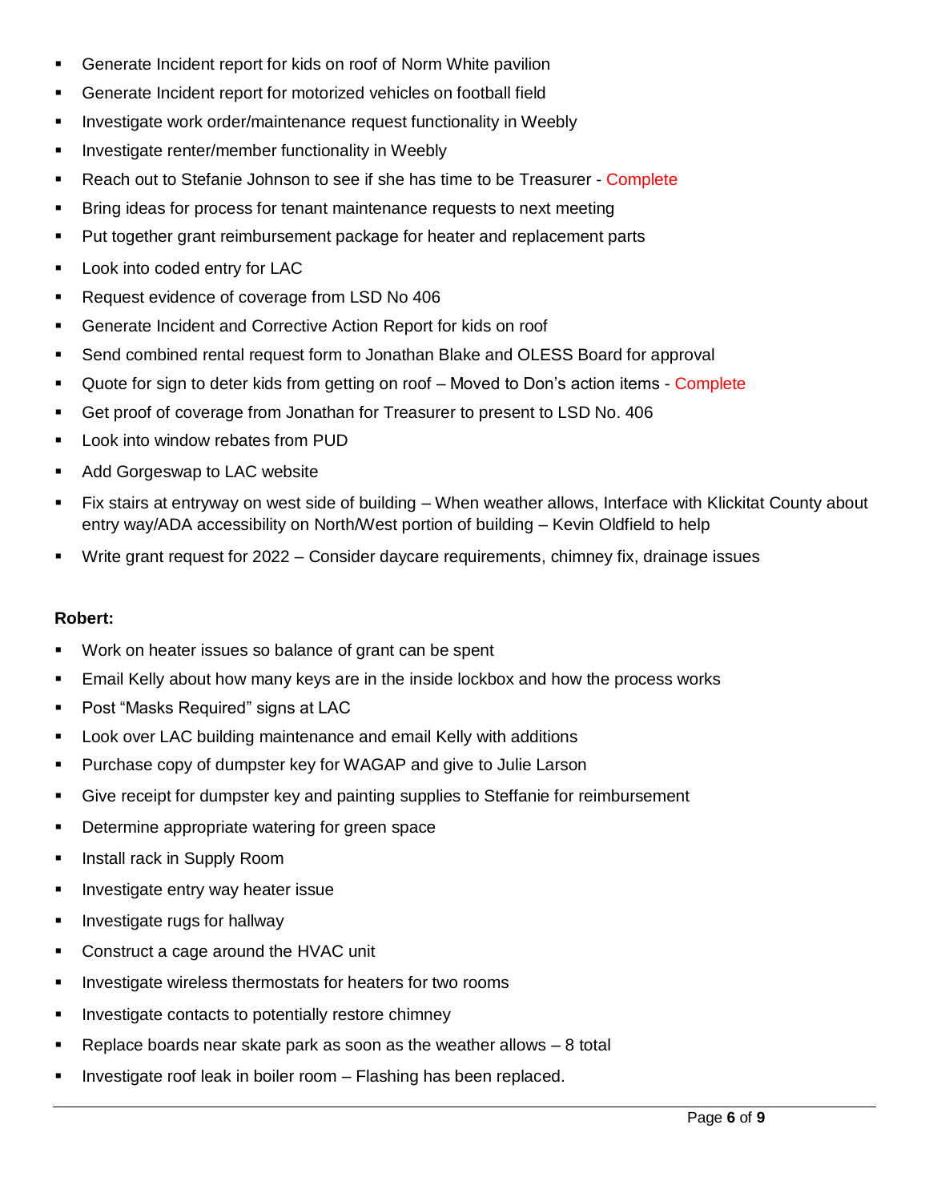- Generate Incident report for kids on roof of Norm White pavilion
- Generate Incident report for motorized vehicles on football field
- Investigate work order/maintenance request functionality in Weebly
- Investigate renter/member functionality in Weebly
- Reach out to Stefanie Johnson to see if she has time to be Treasurer - Complete
- Bring ideas for process for tenant maintenance requests to next meeting
- Put together grant reimbursement package for heater and replacement parts
- Look into coded entry for LAC
- Request evidence of coverage from LSD No 406
- Generate Incident and Corrective Action Report for kids on roof
- Send combined rental request form to Jonathan Blake and OLESS Board for approval
- Quote for sign to deter kids from getting on roof – Moved to Don's action items - Complete
- Get proof of coverage from Jonathan for Treasurer to present to LSD No. 406
- Look into window rebates from PUD
- Add Gorgeswap to LAC website
- Fix stairs at entryway on west side of building – When weather allows, Interface with Klickitat County about entry way/ADA accessibility on North/West portion of building – Kevin Oldfield to help
- Write grant request for 2022 – Consider daycare requirements, chimney fix, drainage issues

**Robert:**

- Work on heater issues so balance of grant can be spent
- Email Kelly about how many keys are in the inside lockbox and how the process works
- Post "Masks Required" signs at LAC
- Look over LAC building maintenance and email Kelly with additions
- Purchase copy of dumpster key for WAGAP and give to Julie Larson
- Give receipt for dumpster key and painting supplies to Steffanie for reimbursement
- Determine appropriate watering for green space
- Install rack in Supply Room
- Investigate entry way heater issue
- Investigate rugs for hallway
- Construct a cage around the HVAC unit
- Investigate wireless thermostats for heaters for two rooms
- Investigate contacts to potentially restore chimney
- Replace boards near skate park as soon as the weather allows – 8 total
- Investigate roof leak in boiler room – Flashing has been replaced.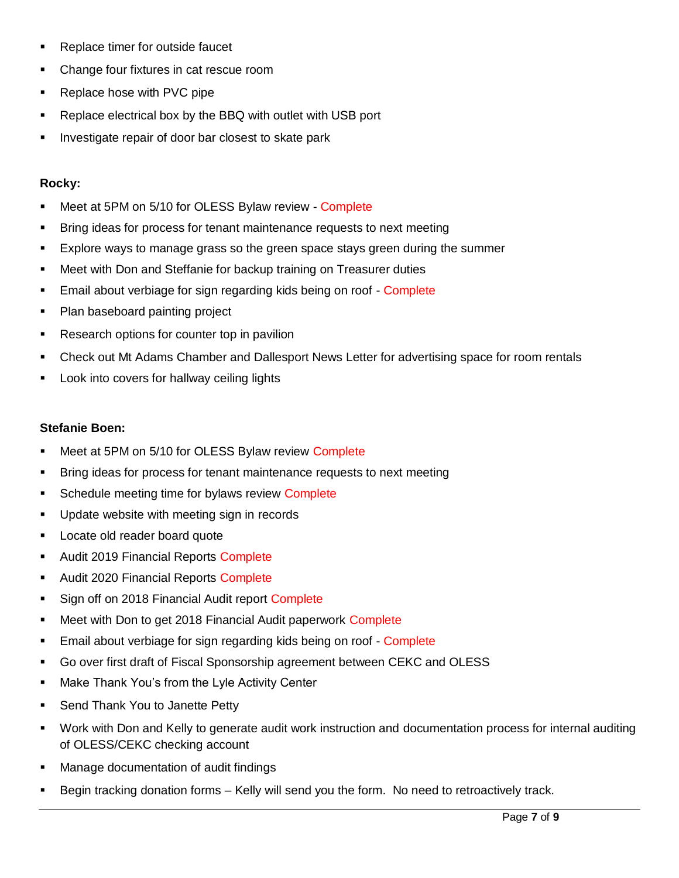- Replace timer for outside faucet
- Change four fixtures in cat rescue room
- Replace hose with PVC pipe
- Replace electrical box by the BBQ with outlet with USB port
- Investigate repair of door bar closest to skate park

**Rocky:**

- Meet at 5PM on 5/10 for OLESS Bylaw review - Complete
- Bring ideas for process for tenant maintenance requests to next meeting
- Explore ways to manage grass so the green space stays green during the summer
- Meet with Don and Steffanie for backup training on Treasurer duties
- Email about verbiage for sign regarding kids being on roof - Complete
- Plan baseboard painting project
- Research options for counter top in pavilion
- Check out Mt Adams Chamber and Dallesport News Letter for advertising space for room rentals
- Look into covers for hallway ceiling lights

**Stefanie Boen:**

- Meet at 5PM on 5/10 for OLESS Bylaw review Complete
- Bring ideas for process for tenant maintenance requests to next meeting
- Schedule meeting time for bylaws review Complete
- Update website with meeting sign in records
- Locate old reader board quote
- Audit 2019 Financial Reports Complete
- Audit 2020 Financial Reports Complete
- Sign off on 2018 Financial Audit report Complete
- Meet with Don to get 2018 Financial Audit paperwork Complete
- Email about verbiage for sign regarding kids being on roof - Complete
- Go over first draft of Fiscal Sponsorship agreement between CEKC and OLESS
- Make Thank You's from the Lyle Activity Center
- Send Thank You to Janette Petty
- Work with Don and Kelly to generate audit work instruction and documentation process for internal auditing of OLESS/CEKC checking account
- Manage documentation of audit findings
- Begin tracking donation forms – Kelly will send you the form. No need to retroactively track.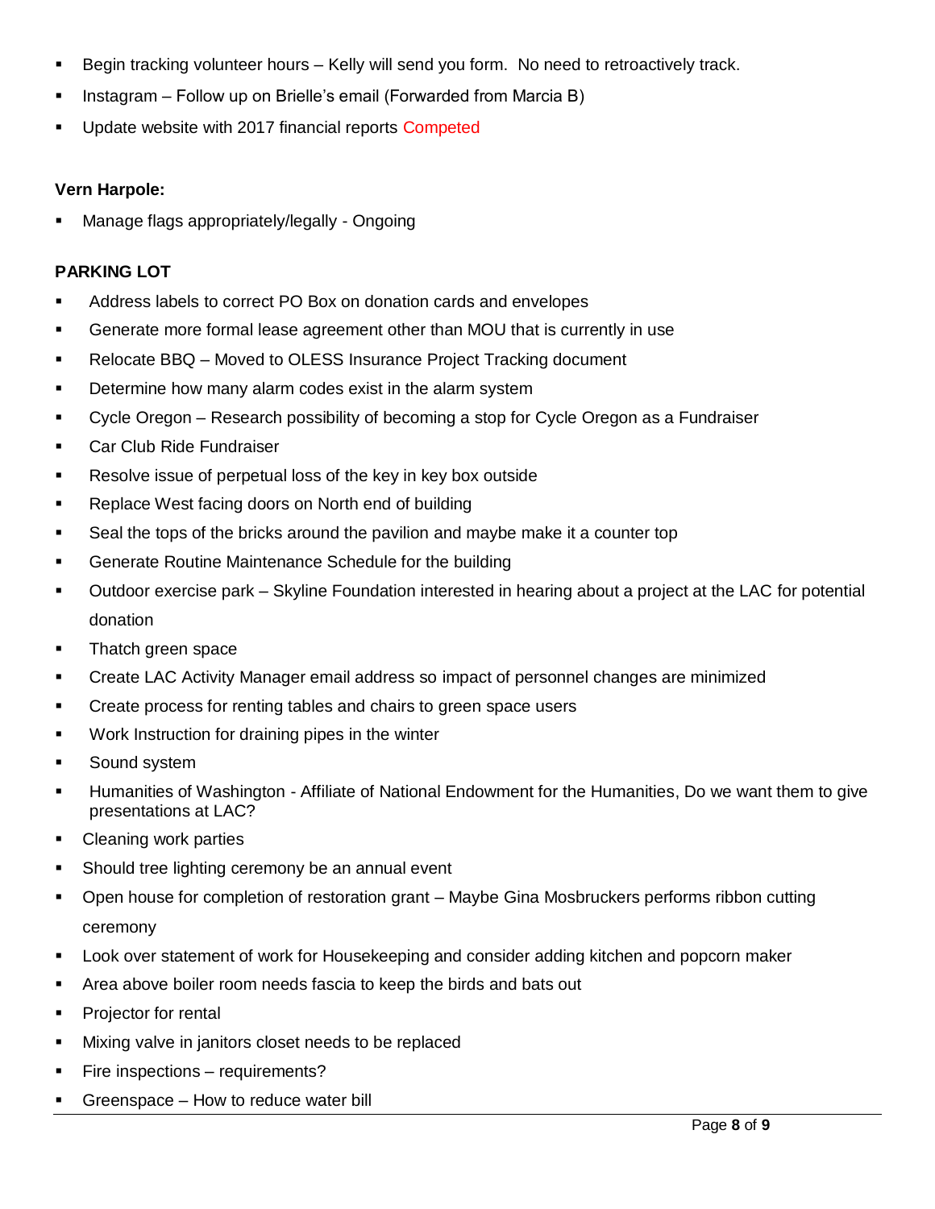- Begin tracking volunteer hours – Kelly will send you form.  No need to retroactively track.
- Instagram – Follow up on Brielle's email (Forwarded from Marcia B)
- Update website with 2017 financial reports Competed

**Vern Harpole:**

- Manage flags appropriately/legally - Ongoing

**PARKING LOT**

- Address labels to correct PO Box on donation cards and envelopes
- Generate more formal lease agreement other than MOU that is currently in use
- Relocate BBQ – Moved to OLESS Insurance Project Tracking document
- Determine how many alarm codes exist in the alarm system
- Cycle Oregon – Research possibility of becoming a stop for Cycle Oregon as a Fundraiser
- Car Club Ride Fundraiser
- Resolve issue of perpetual loss of the key in key box outside
- Replace West facing doors on North end of building
- Seal the tops of the bricks around the pavilion and maybe make it a counter top
- Generate Routine Maintenance Schedule for the building
- Outdoor exercise park – Skyline Foundation interested in hearing about a project at the LAC for potential donation
- Thatch green space
- Create LAC Activity Manager email address so impact of personnel changes are minimized
- Create process for renting tables and chairs to green space users
- Work Instruction for draining pipes in the winter
- Sound system
- Humanities of Washington - Affiliate of National Endowment for the Humanities, Do we want them to give presentations at LAC?
- Cleaning work parties
- Should tree lighting ceremony be an annual event
- Open house for completion of restoration grant – Maybe Gina Mosbruckers performs ribbon cutting ceremony
- Look over statement of work for Housekeeping and consider adding kitchen and popcorn maker
- Area above boiler room needs fascia to keep the birds and bats out
- Projector for rental
- Mixing valve in janitors closet needs to be replaced
- Fire inspections – requirements?
- Greenspace – How to reduce water bill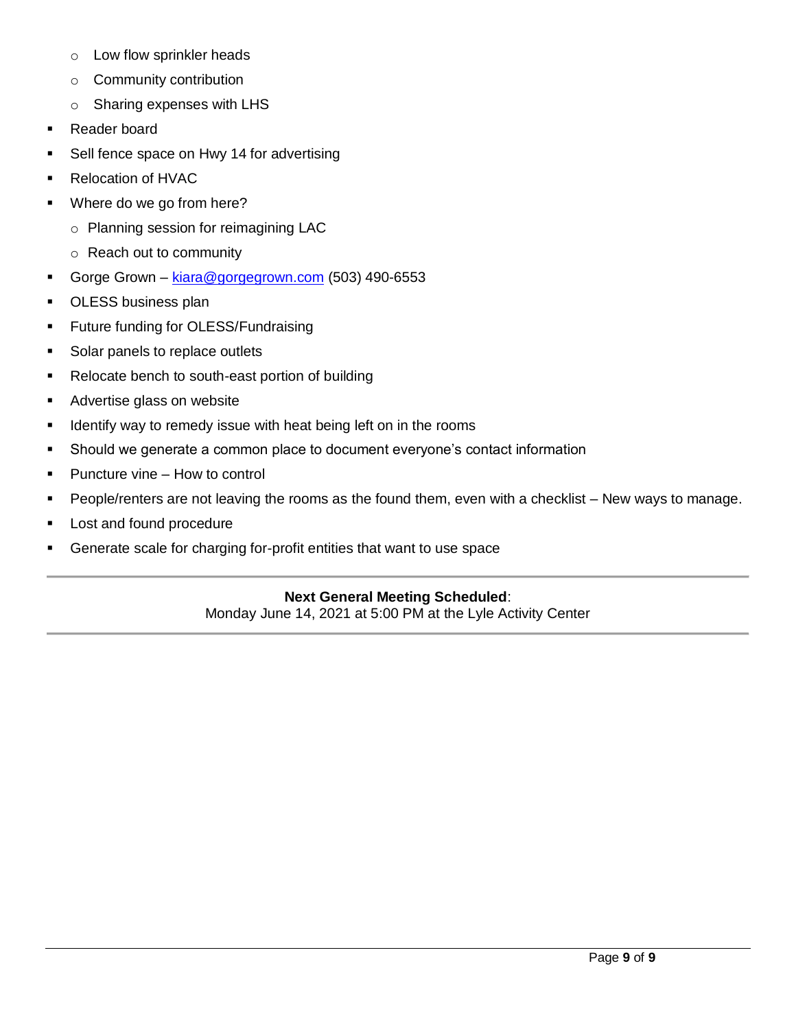- Low flow sprinkler heads
    - Community contribution
    - Sharing expenses with LHS
- Reader board
- Sell fence space on Hwy 14 for advertising
- Relocation of HVAC
- Where do we go from here?
    - Planning session for reimagining LAC
    - Reach out to community
- Gorge Grown – kiara@gorgegrown.com (503) 490-6553
- OLESS business plan
- Future funding for OLESS/Fundraising
- Solar panels to replace outlets
- Relocate bench to south-east portion of building
- Advertise glass on website
- Identify way to remedy issue with heat being left on in the rooms
- Should we generate a common place to document everyone's contact information
- Puncture vine – How to control
- People/renters are not leaving the rooms as the found them, even with a checklist – New ways to manage.
- Lost and found procedure
- Generate scale for charging for-profit entities that want to use space

---

**Next General Meeting Scheduled**:
Monday June 14, 2021 at 5:00 PM at the Lyle Activity Center

---